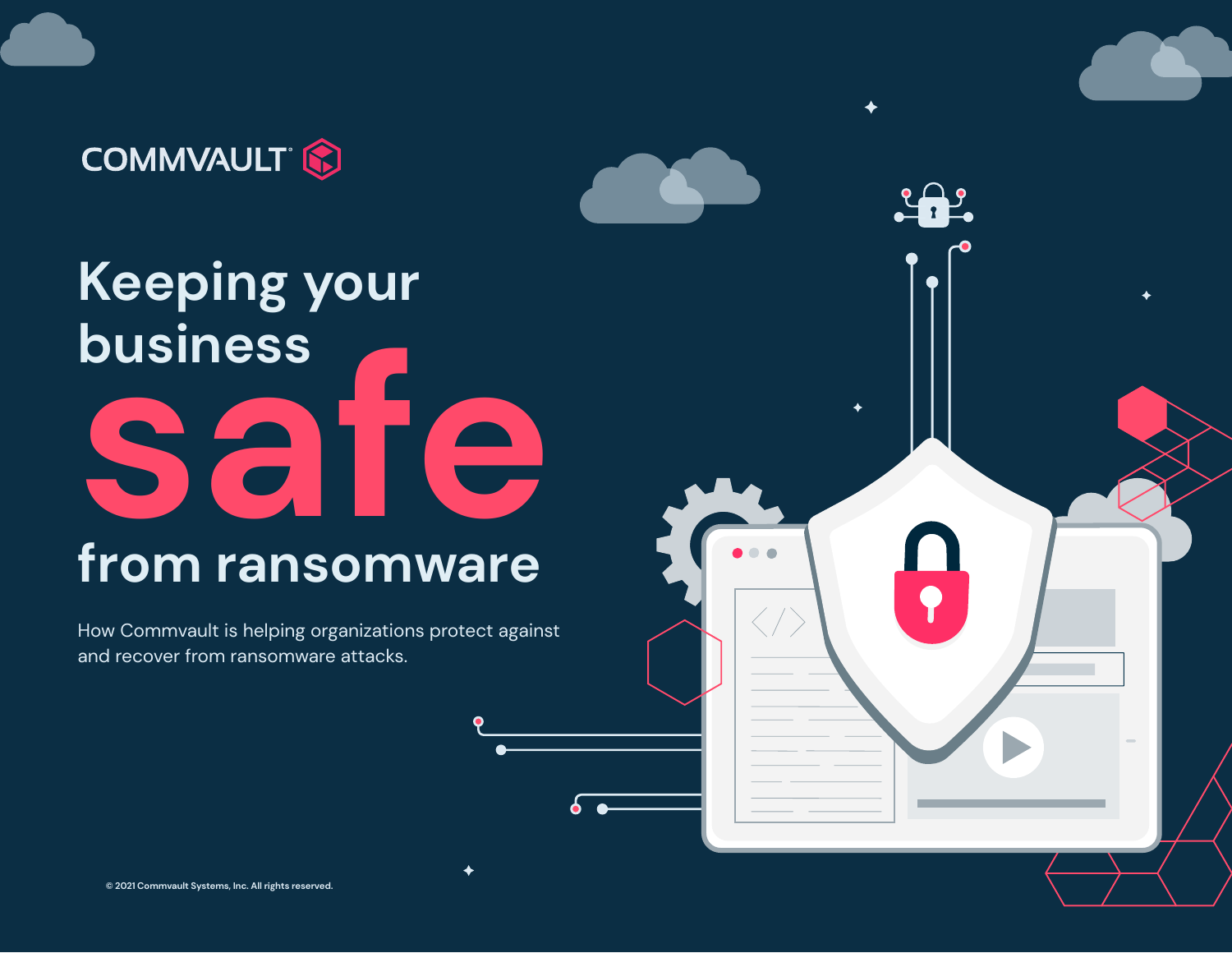COMMVAULT

# Keeping your business safe from ransomware

How Commvault is helping organizations protect against and recover from ransomware attacks.

© 2021 Commvault Systems, Inc. All rights reserved.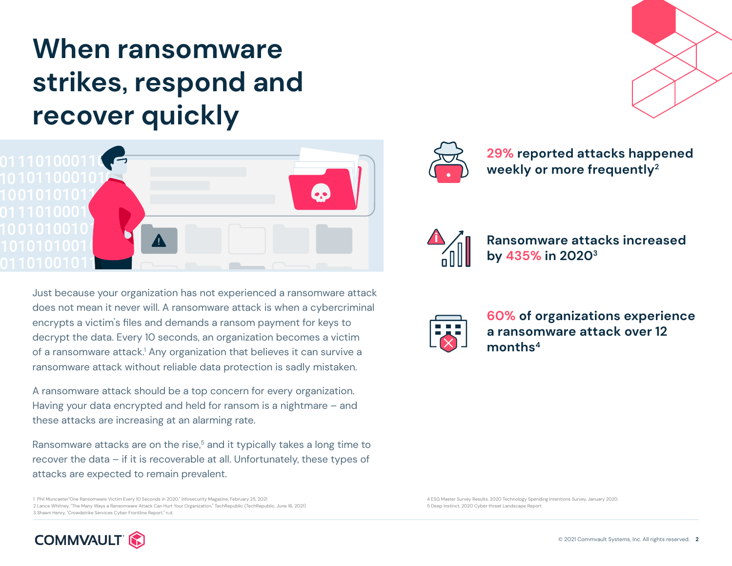# When ransomware strikes, respond and recover quickly

Just because your organization has not experienced a ransomware attack does not mean it never will. A ransomware attack is when a cybercriminal encrypts a victim's files and demands a ransom payment for keys to decrypt the data. Every 10 seconds, an organization becomes a victim of a ransomware attack.[1] Any organization that believes it can survive a ransomware attack without reliable data protection is sadly mistaken.

A ransomware attack should be a top concern for every organization. Having your data encrypted and held for ransom is a nightmare – and these attacks are increasing at an alarming rate.

Ransomware attacks are on the rise,[5] and it typically takes a long time to recover the data – if it is recoverable at all. Unfortunately, these types of attacks are expected to remain prevalent.

**29%** reported attacks happened weekly or more frequently[2]

Ransomware attacks increased by **435%** in 2020[3]

**60%** of organizations experience a ransomware attack over 12 months[4]

1 Phil Muncaster "One Ransomware Victim Every 10 Seconds in 2020," Infosecurity Magazine, February 25, 2021
2 Lance Whitney, "The Many Ways a Ransomware Attack Can Hurt Your Organization," TechRepublic (TechRepublic, June 16, 2021)
3 Shawn Henry, "Crowdstrike Services Cyber Frontline Report," n.d.
4 ESG Master Survey Results, 2020 Technology Spending Intentions Survey, January 2020.
5 Deep Instinct, 2020 Cyber threat Landscape Report

© 2021 Commvault Systems, Inc. All rights reserved.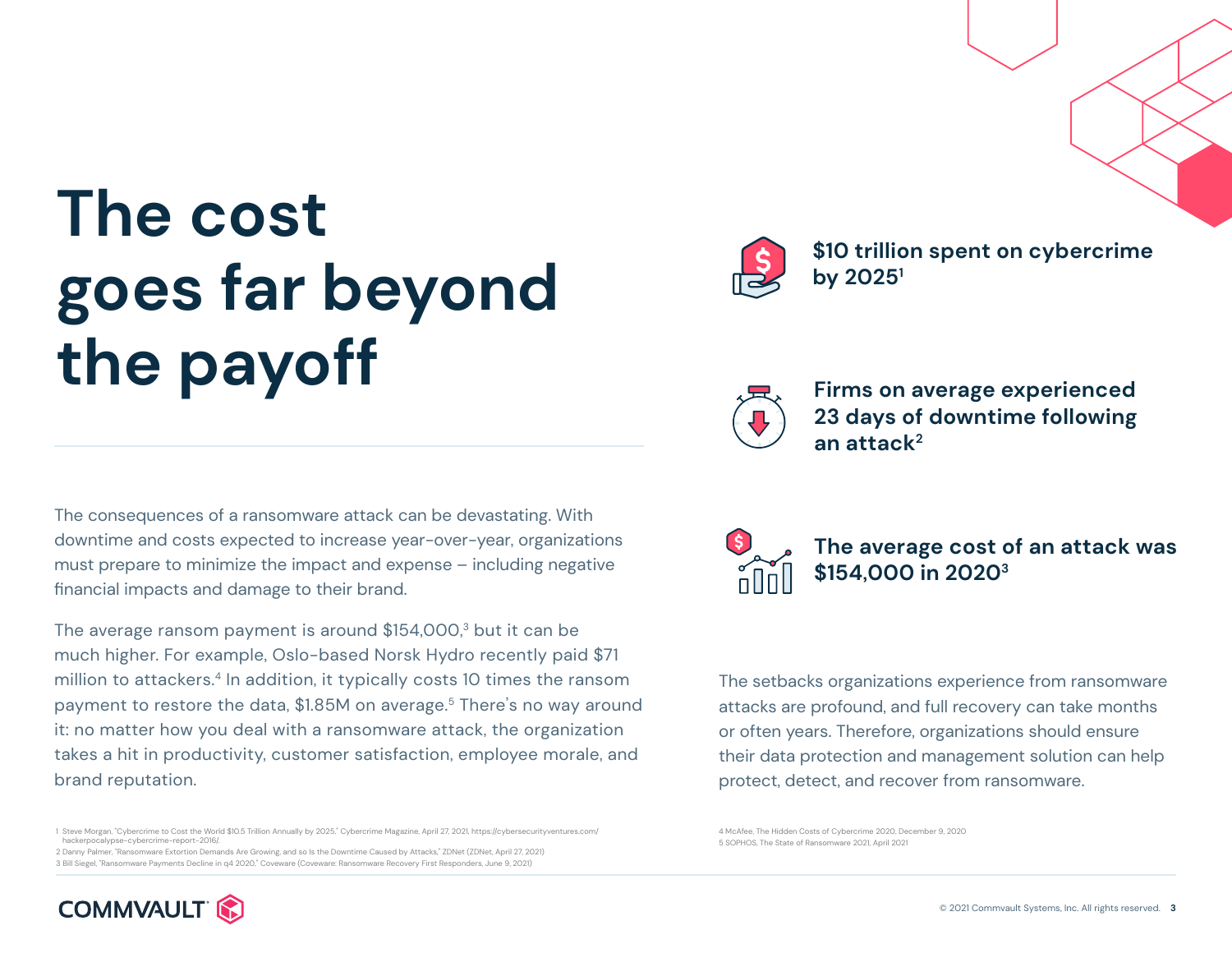# The cost goes far beyond the payoff

**$10 trillion spent on cybercrime by 2025**[1]

**Firms on average experienced 23 days of downtime following an attack**[2]

**The average cost of an attack was $154,000 in 2020**[3]

The consequences of a ransomware attack can be devastating. With downtime and costs expected to increase year-over-year, organizations must prepare to minimize the impact and expense – including negative financial impacts and damage to their brand.

The average ransom payment is around $154,000,[3] but it can be much higher. For example, Oslo-based Norsk Hydro recently paid $71 million to attackers.[4] In addition, it typically costs 10 times the ransom payment to restore the data, $1.85M on average.[5] There's no way around it: no matter how you deal with a ransomware attack, the organization takes a hit in productivity, customer satisfaction, employee morale, and brand reputation.

The setbacks organizations experience from ransomware attacks are profound, and full recovery can take months or often years. Therefore, organizations should ensure their data protection and management solution can help protect, detect, and recover from ransomware.

1 Steve Morgan, "Cybercrime to Cost the World $10.5 Trillion Annually by 2025," Cybercrime Magazine, April 27, 2021, https://cybersecurityventures.com/hackerpocalypse-cybercrime-report-2016/.
2 Danny Palmer, "Ransomware Extortion Demands Are Growing, and so Is the Downtime Caused by Attacks," ZDNet (ZDNet, April 27, 2021)
3 Bill Siegel, "Ransomware Payments Decline in q4 2020," Coveware (Coveware: Ransomware Recovery First Responders, June 9, 2021)
4 McAfee, The Hidden Costs of Cybercrime 2020, December 9, 2020
5 SOPHOS, The State of Ransomware 2021, April 2021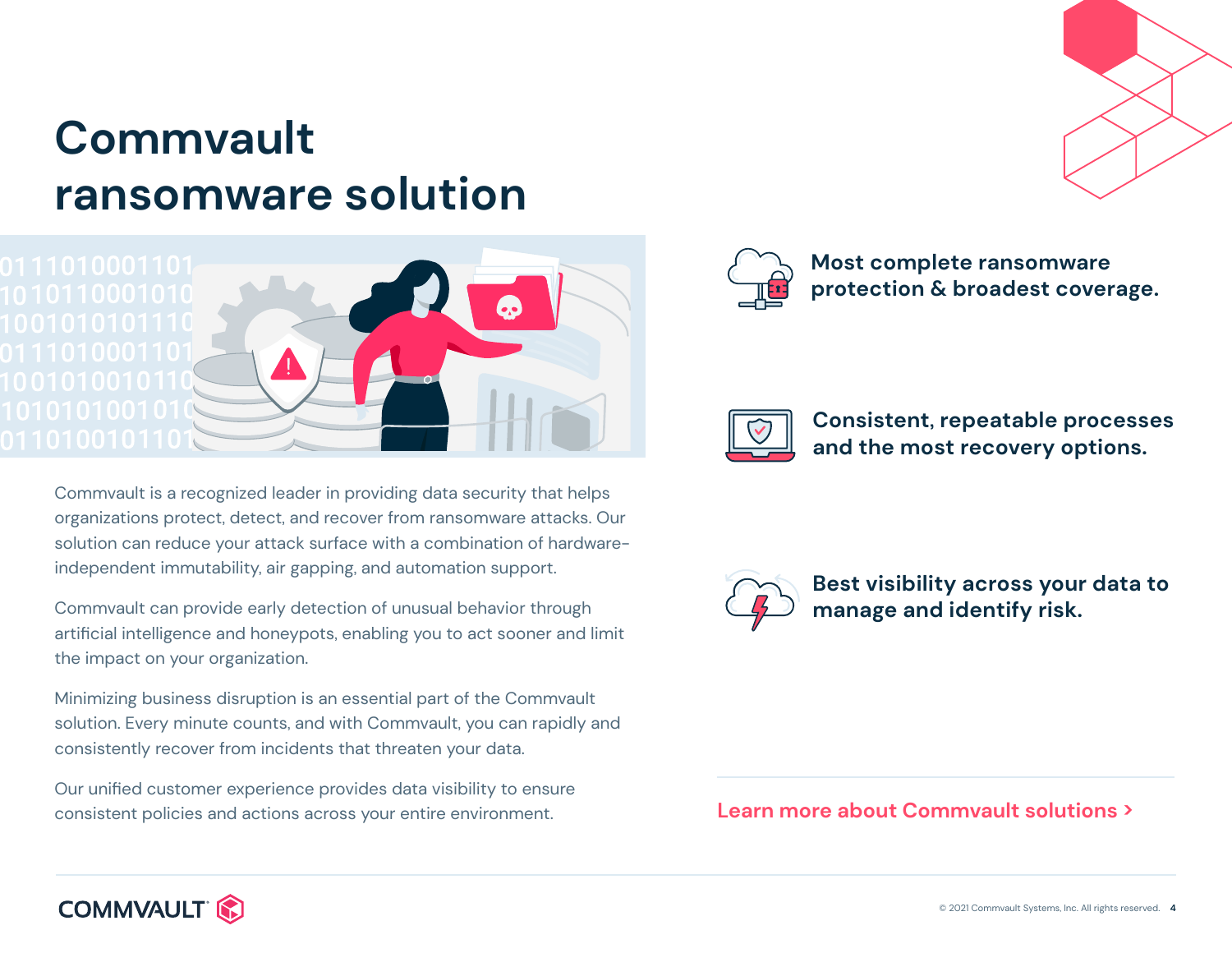# Commvault ransomware solution

Commvault is a recognized leader in providing data security that helps organizations protect, detect, and recover from ransomware attacks. Our solution can reduce your attack surface with a combination of hardware-independent immutability, air gapping, and automation support.

Commvault can provide early detection of unusual behavior through artificial intelligence and honeypots, enabling you to act sooner and limit the impact on your organization.

Minimizing business disruption is an essential part of the Commvault solution. Every minute counts, and with Commvault, you can rapidly and consistently recover from incidents that threaten your data.

Our unified customer experience provides data visibility to ensure consistent policies and actions across your entire environment.

**Most complete ransomware protection & broadest coverage.**

**Consistent, repeatable processes and the most recovery options.**

**Best visibility across your data to manage and identify risk.**

Learn more about Commvault solutions >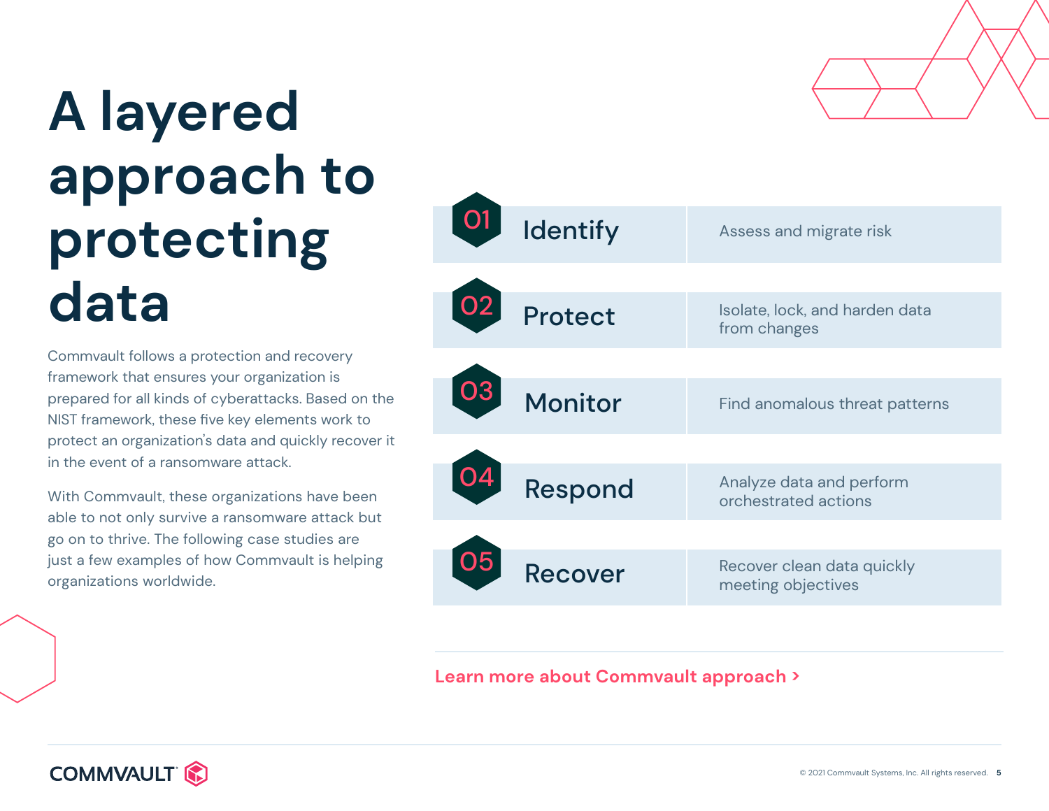# A layered approach to protecting data

Commvault follows a protection and recovery framework that ensures your organization is prepared for all kinds of cyberattacks. Based on the NIST framework, these five key elements work to protect an organization's data and quickly recover it in the event of a ransomware attack.

With Commvault, these organizations have been able to not only survive a ransomware attack but go on to thrive. The following case studies are just a few examples of how Commvault is helping organizations worldwide.

| | | |
|---|---|---|
| 01 | Identify | Assess and migrate risk |
| 02 | Protect | Isolate, lock, and harden data from changes |
| 03 | Monitor | Find anomalous threat patterns |
| 04 | Respond | Analyze data and perform orchestrated actions |
| 05 | Recover | Recover clean data quickly meeting objectives |

**Learn more about Commvault approach >**

COMMVAULT

© 2021 Commvault Systems, Inc. All rights reserved.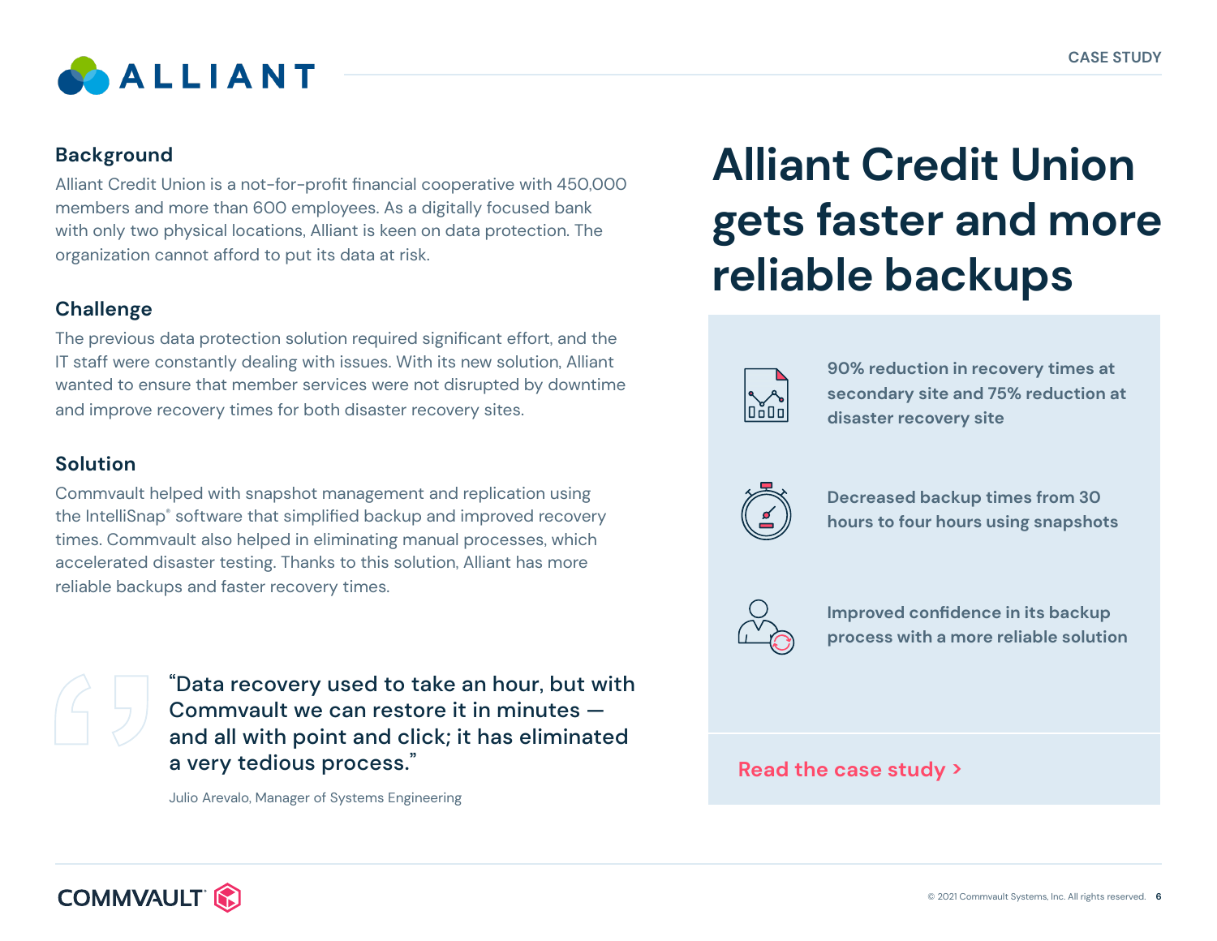# Alliant Credit Union gets faster and more reliable backups

### Background

Alliant Credit Union is a not-for-profit financial cooperative with 450,000 members and more than 600 employees. As a digitally focused bank with only two physical locations, Alliant is keen on data protection. The organization cannot afford to put its data at risk.

### Challenge

The previous data protection solution required significant effort, and the IT staff were constantly dealing with issues. With its new solution, Alliant wanted to ensure that member services were not disrupted by downtime and improve recovery times for both disaster recovery sites.

### Solution

Commvault helped with snapshot management and replication using the IntelliSnap® software that simplified backup and improved recovery times. Commvault also helped in eliminating manual processes, which accelerated disaster testing. Thanks to this solution, Alliant has more reliable backups and faster recovery times.

> "Data recovery used to take an hour, but with Commvault we can restore it in minutes — and all with point and click; it has eliminated a very tedious process."
>
> Julio Arevalo, Manager of Systems Engineering

**90% reduction in recovery times at secondary site and 75% reduction at disaster recovery site**

**Decreased backup times from 30 hours to four hours using snapshots**

**Improved confidence in its backup process with a more reliable solution**

Read the case study >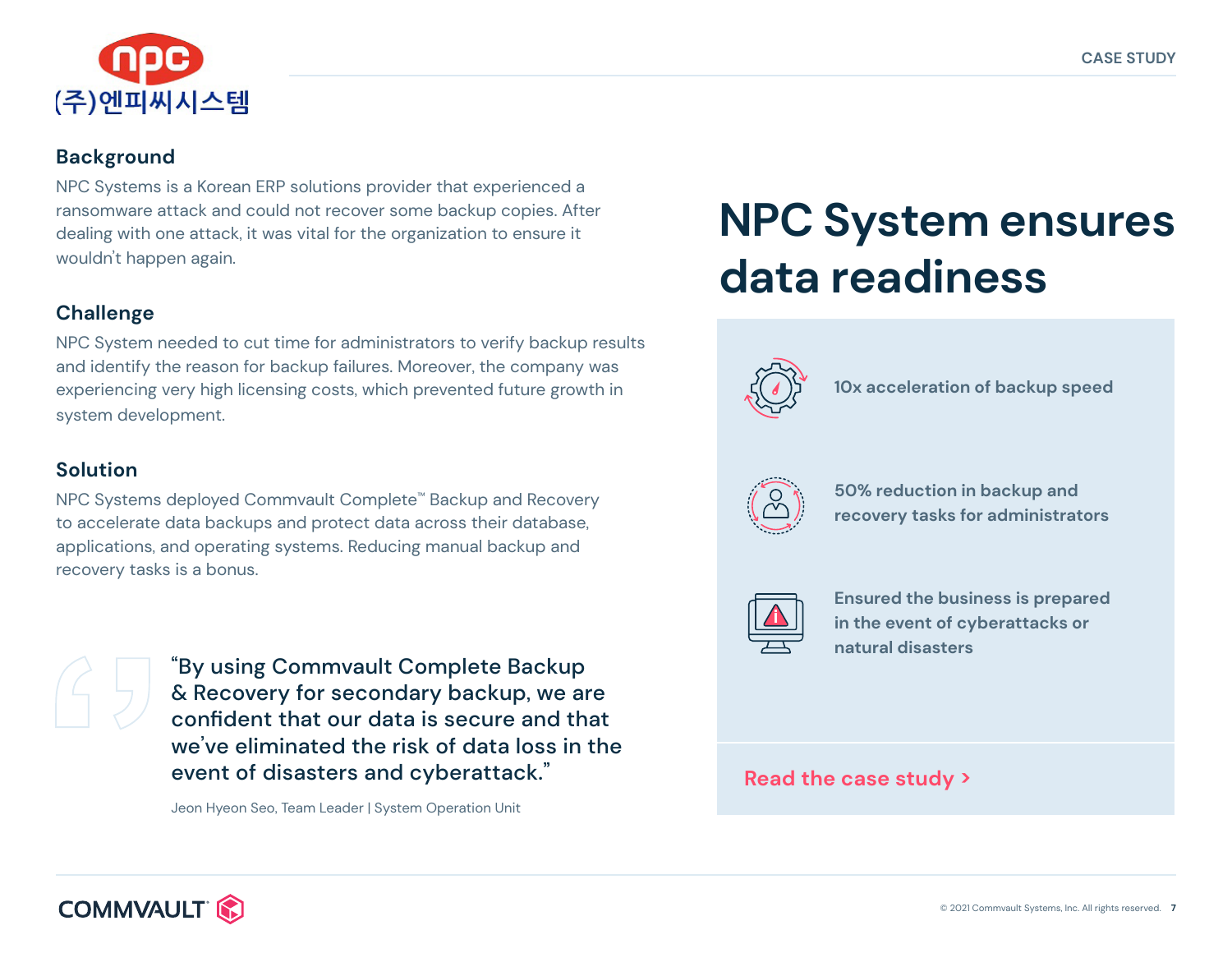(주)엔피씨시스템

## Background

NPC Systems is a Korean ERP solutions provider that experienced a ransomware attack and could not recover some backup copies. After dealing with one attack, it was vital for the organization to ensure it wouldn't happen again.

## Challenge

NPC System needed to cut time for administrators to verify backup results and identify the reason for backup failures. Moreover, the company was experiencing very high licensing costs, which prevented future growth in system development.

## Solution

NPC Systems deployed Commvault Complete™ Backup and Recovery to accelerate data backups and protect data across their database, applications, and operating systems. Reducing manual backup and recovery tasks is a bonus.

> "By using Commvault Complete Backup & Recovery for secondary backup, we are confident that our data is secure and that we've eliminated the risk of data loss in the event of disasters and cyberattack."
>
> Jeon Hyeon Seo, Team Leader | System Operation Unit

# NPC System ensures data readiness

- 10x acceleration of backup speed
- 50% reduction in backup and recovery tasks for administrators
- Ensured the business is prepared in the event of cyberattacks or natural disasters

Read the case study >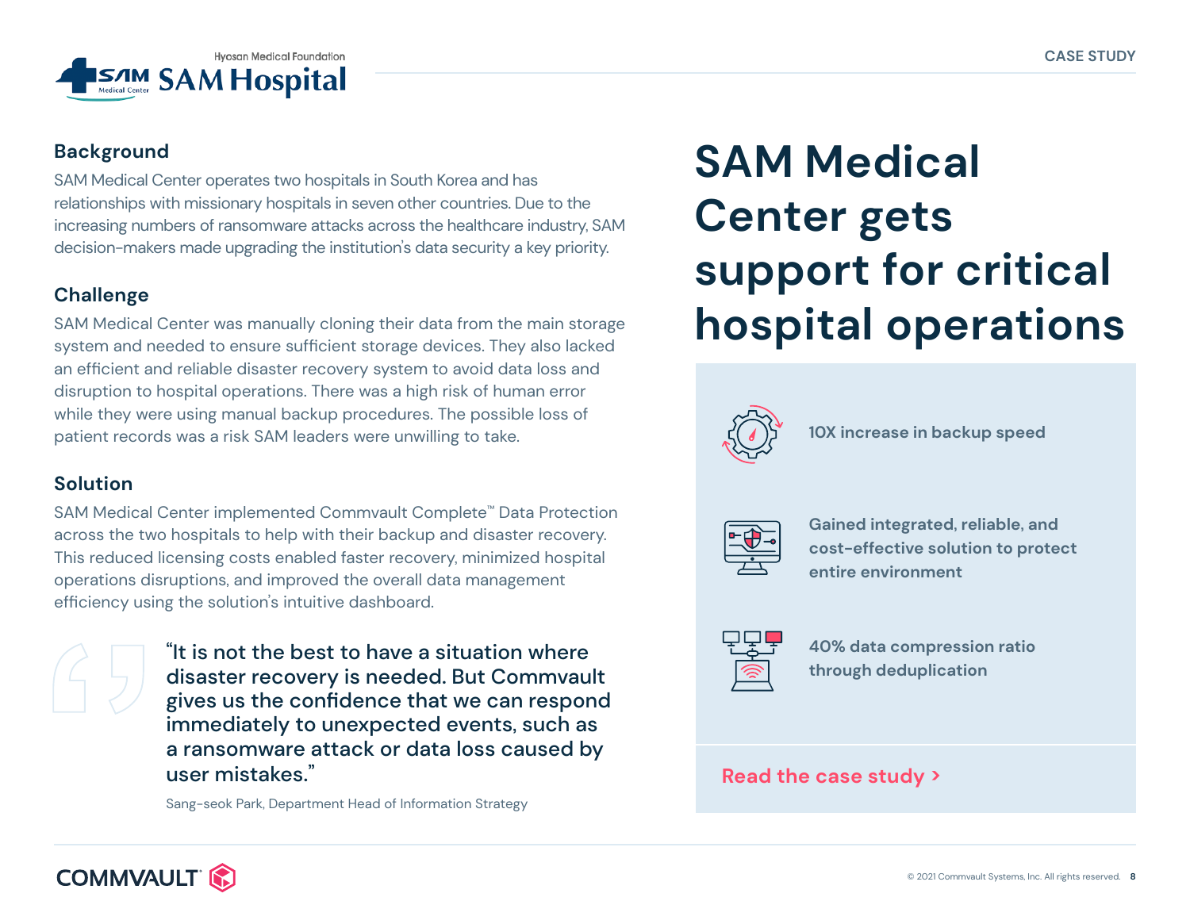Hyosan Medical Foundation SAM Hospital

CASE STUDY

# SAM Medical Center gets support for critical hospital operations

## Background

SAM Medical Center operates two hospitals in South Korea and has relationships with missionary hospitals in seven other countries. Due to the increasing numbers of ransomware attacks across the healthcare industry, SAM decision-makers made upgrading the institution's data security a key priority.

## Challenge

SAM Medical Center was manually cloning their data from the main storage system and needed to ensure sufficient storage devices. They also lacked an efficient and reliable disaster recovery system to avoid data loss and disruption to hospital operations. There was a high risk of human error while they were using manual backup procedures. The possible loss of patient records was a risk SAM leaders were unwilling to take.

## Solution

SAM Medical Center implemented Commvault Complete™ Data Protection across the two hospitals to help with their backup and disaster recovery. This reduced licensing costs enabled faster recovery, minimized hospital operations disruptions, and improved the overall data management efficiency using the solution's intuitive dashboard.

> "It is not the best to have a situation where disaster recovery is needed. But Commvault gives us the confidence that we can respond immediately to unexpected events, such as a ransomware attack or data loss caused by user mistakes."
>
> Sang-seok Park, Department Head of Information Strategy

- **10X increase in backup speed**
- **Gained integrated, reliable, and cost-effective solution to protect entire environment**
- **40% data compression ratio through deduplication**

Read the case study >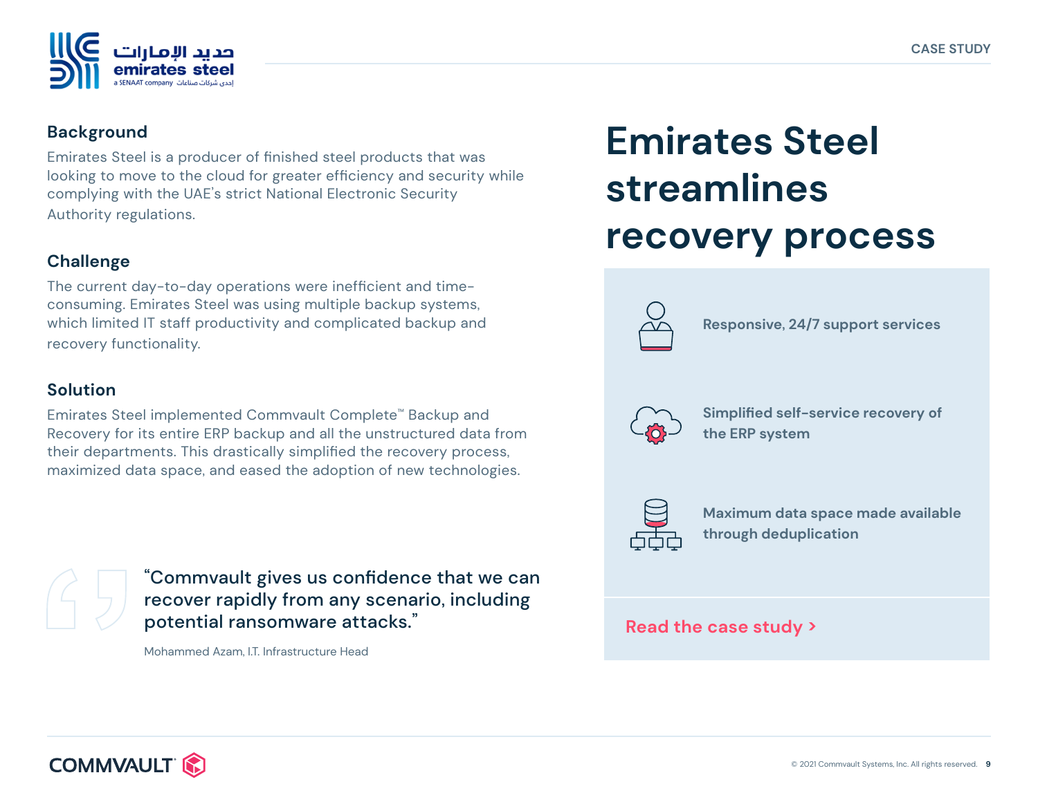# Emirates Steel streamlines recovery process

## Background

Emirates Steel is a producer of finished steel products that was looking to move to the cloud for greater efficiency and security while complying with the UAE's strict National Electronic Security Authority regulations.

## Challenge

The current day-to-day operations were inefficient and time-consuming. Emirates Steel was using multiple backup systems, which limited IT staff productivity and complicated backup and recovery functionality.

## Solution

Emirates Steel implemented Commvault Complete™ Backup and Recovery for its entire ERP backup and all the unstructured data from their departments. This drastically simplified the recovery process, maximized data space, and eased the adoption of new technologies.

> "Commvault gives us confidence that we can recover rapidly from any scenario, including potential ransomware attacks."
>
> Mohammed Azam, I.T. Infrastructure Head

- **Responsive, 24/7 support services**
- **Simplified self-service recovery of the ERP system**
- **Maximum data space made available through deduplication**

Read the case study >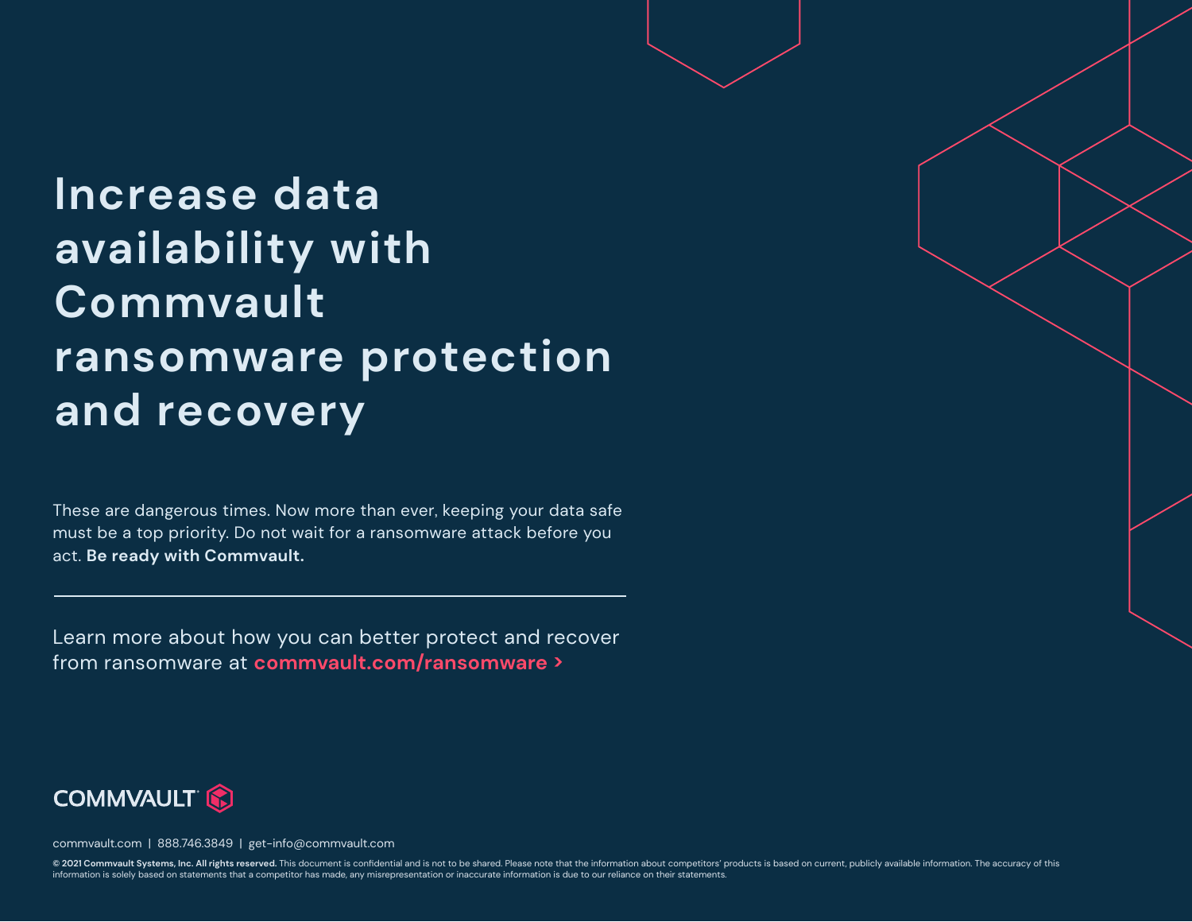# Increase data availability with Commvault ransomware protection and recovery

These are dangerous times. Now more than ever, keeping your data safe must be a top priority. Do not wait for a ransomware attack before you act. **Be ready with Commvault.**

---

Learn more about how you can better protect and recover from ransomware at **commvault.com/ransomware >**

COMMVAULT

commvault.com | 888.746.3849 | get-info@commvault.com

**© 2021 Commvault Systems, Inc. All rights reserved.** This document is confidential and is not to be shared. Please note that the information about competitors' products is based on current, publicly available information. The accuracy of this information is solely based on statements that a competitor has made, any misrepresentation or inaccurate information is due to our reliance on their statements.